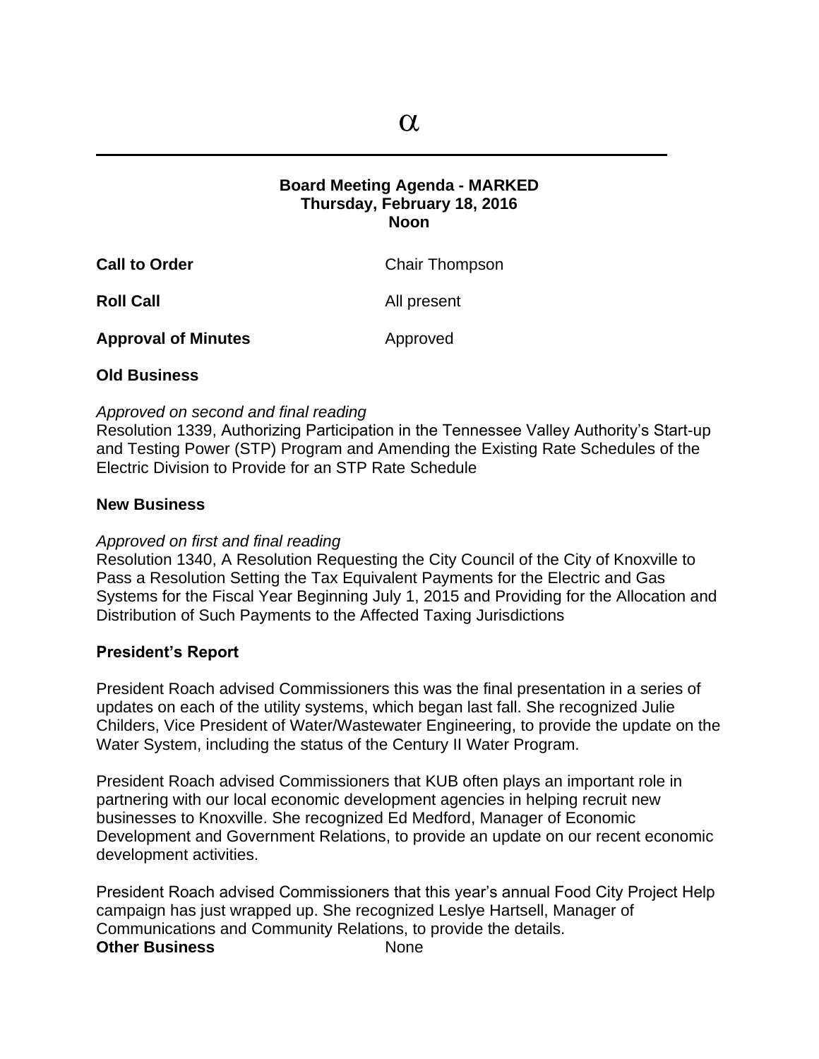α

**Board Meeting Agenda - MARKED**
**Thursday, February 18, 2016**
**Noon**

**Call to Order** Chair Thompson

**Roll Call** All present

**Approval of Minutes** Approved

**Old Business**

*Approved on second and final reading*
Resolution 1339, Authorizing Participation in the Tennessee Valley Authority's Start-up and Testing Power (STP) Program and Amending the Existing Rate Schedules of the Electric Division to Provide for an STP Rate Schedule

**New Business**

*Approved on first and final reading*
Resolution 1340, A Resolution Requesting the City Council of the City of Knoxville to Pass a Resolution Setting the Tax Equivalent Payments for the Electric and Gas Systems for the Fiscal Year Beginning July 1, 2015 and Providing for the Allocation and Distribution of Such Payments to the Affected Taxing Jurisdictions

**President's Report**

President Roach advised Commissioners this was the final presentation in a series of updates on each of the utility systems, which began last fall. She recognized Julie Childers, Vice President of Water/Wastewater Engineering, to provide the update on the Water System, including the status of the Century II Water Program.

President Roach advised Commissioners that KUB often plays an important role in partnering with our local economic development agencies in helping recruit new businesses to Knoxville. She recognized Ed Medford, Manager of Economic Development and Government Relations, to provide an update on our recent economic development activities.

President Roach advised Commissioners that this year's annual Food City Project Help campaign has just wrapped up. She recognized Leslye Hartsell, Manager of Communications and Community Relations, to provide the details.

**Other Business** None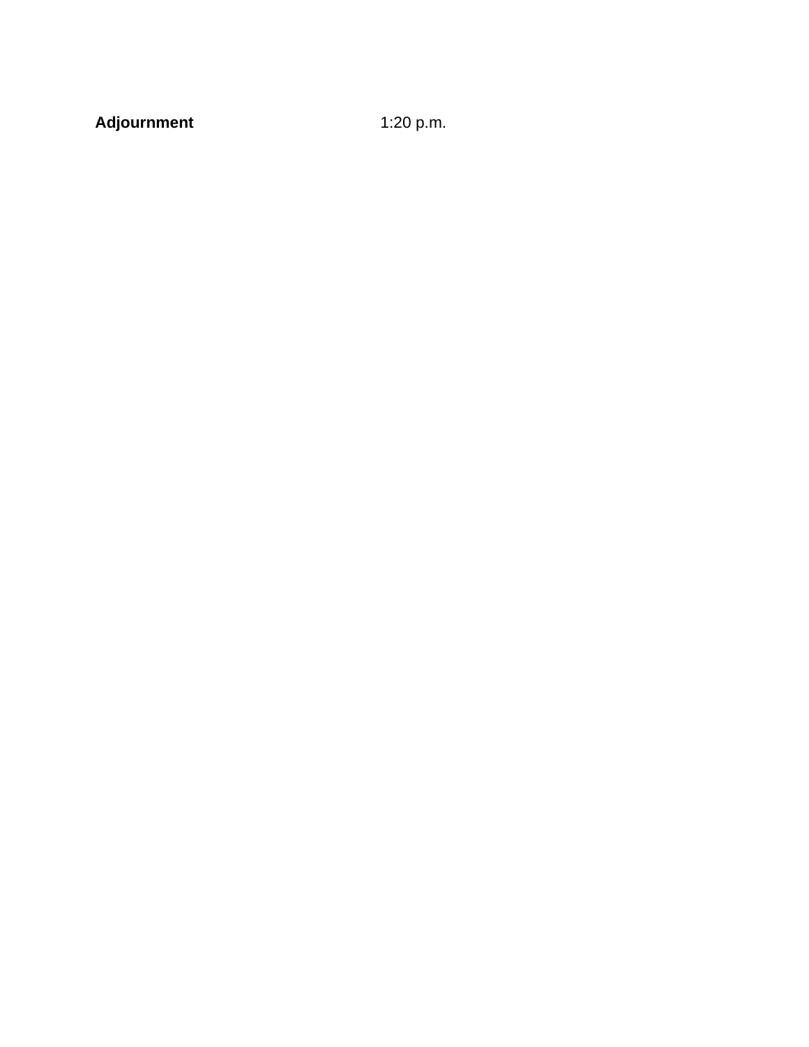**Adjournment** 1:20 p.m.